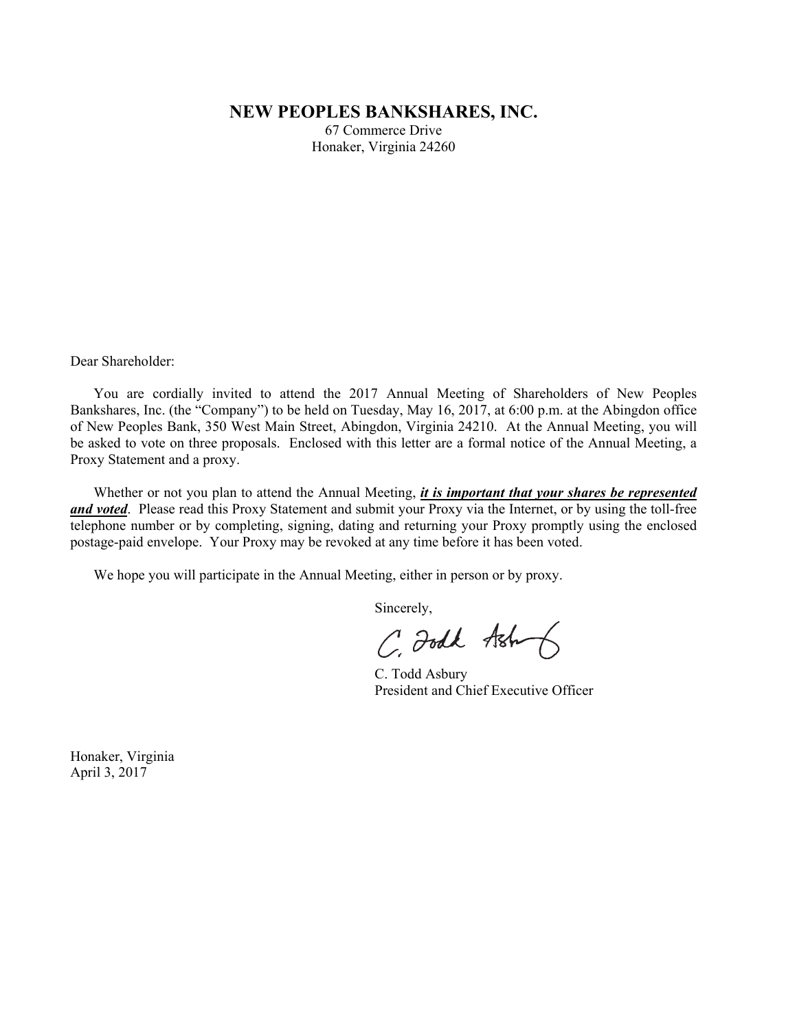# NEW PEOPLES BANKSHARES, INC.

67 Commerce Drive
Honaker, Virginia 24260

Dear Shareholder:

You are cordially invited to attend the 2017 Annual Meeting of Shareholders of New Peoples Bankshares, Inc. (the "Company") to be held on Tuesday, May 16, 2017, at 6:00 p.m. at the Abingdon office of New Peoples Bank, 350 West Main Street, Abingdon, Virginia 24210. At the Annual Meeting, you will be asked to vote on three proposals. Enclosed with this letter are a formal notice of the Annual Meeting, a Proxy Statement and a proxy.

Whether or not you plan to attend the Annual Meeting, ***it is important that your shares be represented and voted***. Please read this Proxy Statement and submit your Proxy via the Internet, or by using the toll-free telephone number or by completing, signing, dating and returning your Proxy promptly using the enclosed postage-paid envelope. Your Proxy may be revoked at any time before it has been voted.

We hope you will participate in the Annual Meeting, either in person or by proxy.

Sincerely,

C. Todd Asbury
President and Chief Executive Officer

Honaker, Virginia
April 3, 2017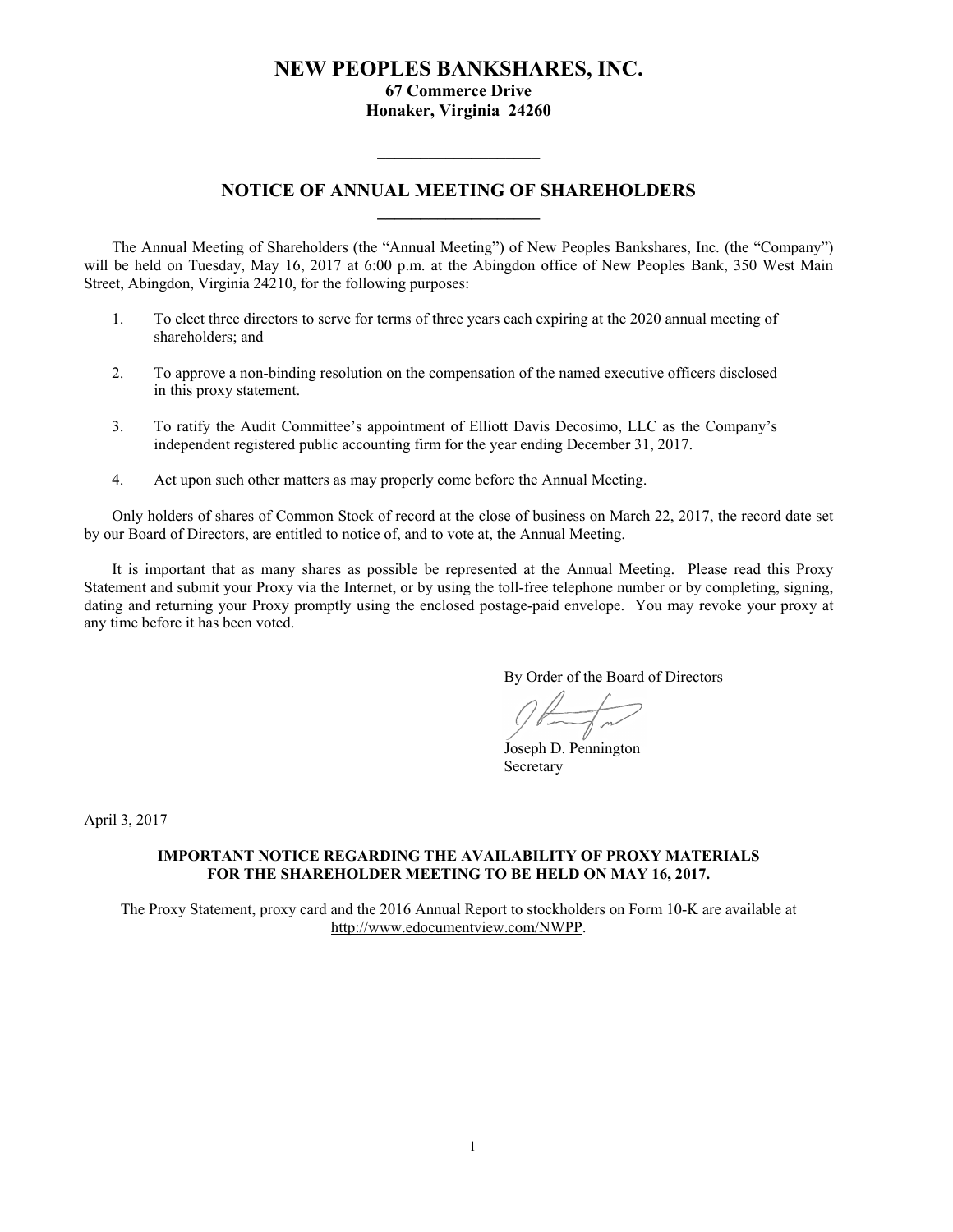# NEW PEOPLES BANKSHARES, INC.

**67 Commerce Drive**
**Honaker, Virginia 24260**

---

## NOTICE OF ANNUAL MEETING OF SHAREHOLDERS

---

The Annual Meeting of Shareholders (the "Annual Meeting") of New Peoples Bankshares, Inc. (the "Company") will be held on Tuesday, May 16, 2017 at 6:00 p.m. at the Abingdon office of New Peoples Bank, 350 West Main Street, Abingdon, Virginia 24210, for the following purposes:

1. To elect three directors to serve for terms of three years each expiring at the 2020 annual meeting of shareholders; and

2. To approve a non-binding resolution on the compensation of the named executive officers disclosed in this proxy statement.

3. To ratify the Audit Committee's appointment of Elliott Davis Decosimo, LLC as the Company's independent registered public accounting firm for the year ending December 31, 2017.

4. Act upon such other matters as may properly come before the Annual Meeting.

Only holders of shares of Common Stock of record at the close of business on March 22, 2017, the record date set by our Board of Directors, are entitled to notice of, and to vote at, the Annual Meeting.

It is important that as many shares as possible be represented at the Annual Meeting. Please read this Proxy Statement and submit your Proxy via the Internet, or by using the toll-free telephone number or by completing, signing, dating and returning your Proxy promptly using the enclosed postage-paid envelope. You may revoke your proxy at any time before it has been voted.

By Order of the Board of Directors

Joseph D. Pennington
Secretary

April 3, 2017

**IMPORTANT NOTICE REGARDING THE AVAILABILITY OF PROXY MATERIALS FOR THE SHAREHOLDER MEETING TO BE HELD ON MAY 16, 2017.**

The Proxy Statement, proxy card and the 2016 Annual Report to stockholders on Form 10-K are available at http://www.edocumentview.com/NWPP.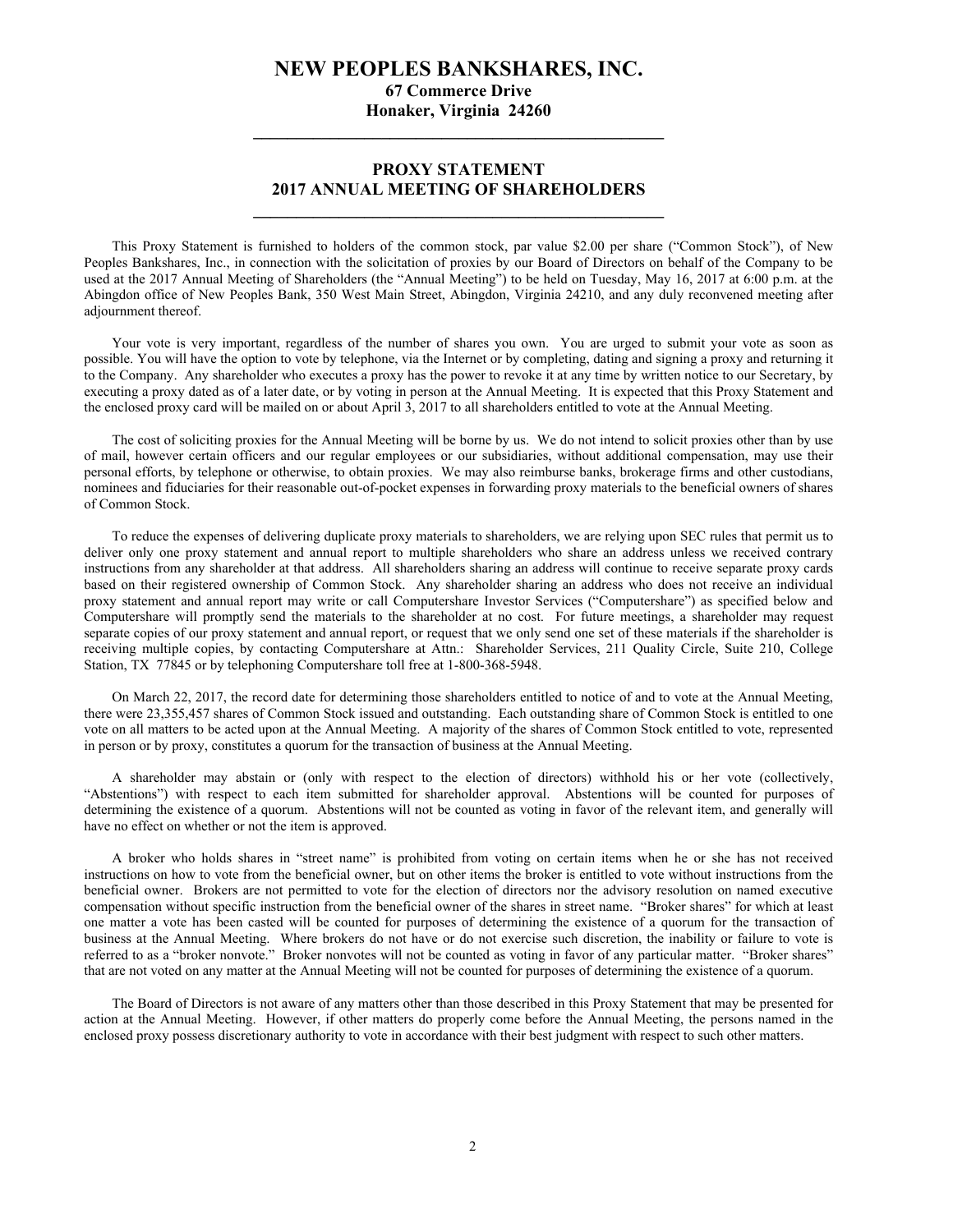# NEW PEOPLES BANKSHARES, INC.

**67 Commerce Drive**
**Honaker, Virginia 24260**

---

## PROXY STATEMENT
## 2017 ANNUAL MEETING OF SHAREHOLDERS

---

This Proxy Statement is furnished to holders of the common stock, par value $2.00 per share ("Common Stock"), of New Peoples Bankshares, Inc., in connection with the solicitation of proxies by our Board of Directors on behalf of the Company to be used at the 2017 Annual Meeting of Shareholders (the "Annual Meeting") to be held on Tuesday, May 16, 2017 at 6:00 p.m. at the Abingdon office of New Peoples Bank, 350 West Main Street, Abingdon, Virginia 24210, and any duly reconvened meeting after adjournment thereof.

Your vote is very important, regardless of the number of shares you own. You are urged to submit your vote as soon as possible. You will have the option to vote by telephone, via the Internet or by completing, dating and signing a proxy and returning it to the Company. Any shareholder who executes a proxy has the power to revoke it at any time by written notice to our Secretary, by executing a proxy dated as of a later date, or by voting in person at the Annual Meeting. It is expected that this Proxy Statement and the enclosed proxy card will be mailed on or about April 3, 2017 to all shareholders entitled to vote at the Annual Meeting.

The cost of soliciting proxies for the Annual Meeting will be borne by us. We do not intend to solicit proxies other than by use of mail, however certain officers and our regular employees or our subsidiaries, without additional compensation, may use their personal efforts, by telephone or otherwise, to obtain proxies. We may also reimburse banks, brokerage firms and other custodians, nominees and fiduciaries for their reasonable out-of-pocket expenses in forwarding proxy materials to the beneficial owners of shares of Common Stock.

To reduce the expenses of delivering duplicate proxy materials to shareholders, we are relying upon SEC rules that permit us to deliver only one proxy statement and annual report to multiple shareholders who share an address unless we received contrary instructions from any shareholder at that address. All shareholders sharing an address will continue to receive separate proxy cards based on their registered ownership of Common Stock. Any shareholder sharing an address who does not receive an individual proxy statement and annual report may write or call Computershare Investor Services ("Computershare") as specified below and Computershare will promptly send the materials to the shareholder at no cost. For future meetings, a shareholder may request separate copies of our proxy statement and annual report, or request that we only send one set of these materials if the shareholder is receiving multiple copies, by contacting Computershare at Attn.: Shareholder Services, 211 Quality Circle, Suite 210, College Station, TX 77845 or by telephoning Computershare toll free at 1-800-368-5948.

On March 22, 2017, the record date for determining those shareholders entitled to notice of and to vote at the Annual Meeting, there were 23,355,457 shares of Common Stock issued and outstanding. Each outstanding share of Common Stock is entitled to one vote on all matters to be acted upon at the Annual Meeting. A majority of the shares of Common Stock entitled to vote, represented in person or by proxy, constitutes a quorum for the transaction of business at the Annual Meeting.

A shareholder may abstain or (only with respect to the election of directors) withhold his or her vote (collectively, "Abstentions") with respect to each item submitted for shareholder approval. Abstentions will be counted for purposes of determining the existence of a quorum. Abstentions will not be counted as voting in favor of the relevant item, and generally will have no effect on whether or not the item is approved.

A broker who holds shares in "street name" is prohibited from voting on certain items when he or she has not received instructions on how to vote from the beneficial owner, but on other items the broker is entitled to vote without instructions from the beneficial owner. Brokers are not permitted to vote for the election of directors nor the advisory resolution on named executive compensation without specific instruction from the beneficial owner of the shares in street name. "Broker shares" for which at least one matter a vote has been casted will be counted for purposes of determining the existence of a quorum for the transaction of business at the Annual Meeting. Where brokers do not have or do not exercise such discretion, the inability or failure to vote is referred to as a "broker nonvote." Broker nonvotes will not be counted as voting in favor of any particular matter. "Broker shares" that are not voted on any matter at the Annual Meeting will not be counted for purposes of determining the existence of a quorum.

The Board of Directors is not aware of any matters other than those described in this Proxy Statement that may be presented for action at the Annual Meeting. However, if other matters do properly come before the Annual Meeting, the persons named in the enclosed proxy possess discretionary authority to vote in accordance with their best judgment with respect to such other matters.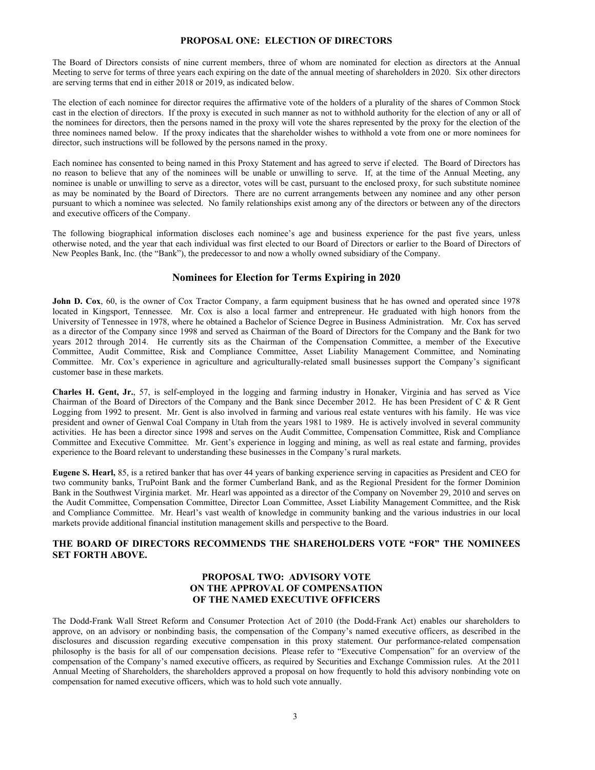## PROPOSAL ONE: ELECTION OF DIRECTORS

The Board of Directors consists of nine current members, three of whom are nominated for election as directors at the Annual Meeting to serve for terms of three years each expiring on the date of the annual meeting of shareholders in 2020. Six other directors are serving terms that end in either 2018 or 2019, as indicated below.

The election of each nominee for director requires the affirmative vote of the holders of a plurality of the shares of Common Stock cast in the election of directors. If the proxy is executed in such manner as not to withhold authority for the election of any or all of the nominees for directors, then the persons named in the proxy will vote the shares represented by the proxy for the election of the three nominees named below. If the proxy indicates that the shareholder wishes to withhold a vote from one or more nominees for director, such instructions will be followed by the persons named in the proxy.

Each nominee has consented to being named in this Proxy Statement and has agreed to serve if elected. The Board of Directors has no reason to believe that any of the nominees will be unable or unwilling to serve. If, at the time of the Annual Meeting, any nominee is unable or unwilling to serve as a director, votes will be cast, pursuant to the enclosed proxy, for such substitute nominee as may be nominated by the Board of Directors. There are no current arrangements between any nominee and any other person pursuant to which a nominee was selected. No family relationships exist among any of the directors or between any of the directors and executive officers of the Company.

The following biographical information discloses each nominee's age and business experience for the past five years, unless otherwise noted, and the year that each individual was first elected to our Board of Directors or earlier to the Board of Directors of New Peoples Bank, Inc. (the "Bank"), the predecessor to and now a wholly owned subsidiary of the Company.

### Nominees for Election for Terms Expiring in 2020

**John D. Cox**, 60, is the owner of Cox Tractor Company, a farm equipment business that he has owned and operated since 1978 located in Kingsport, Tennessee. Mr. Cox is also a local farmer and entrepreneur. He graduated with high honors from the University of Tennessee in 1978, where he obtained a Bachelor of Science Degree in Business Administration. Mr. Cox has served as a director of the Company since 1998 and served as Chairman of the Board of Directors for the Company and the Bank for two years 2012 through 2014. He currently sits as the Chairman of the Compensation Committee, a member of the Executive Committee, Audit Committee, Risk and Compliance Committee, Asset Liability Management Committee, and Nominating Committee. Mr. Cox's experience in agriculture and agriculturally-related small businesses support the Company's significant customer base in these markets.

**Charles H. Gent, Jr.**, 57, is self-employed in the logging and farming industry in Honaker, Virginia and has served as Vice Chairman of the Board of Directors of the Company and the Bank since December 2012. He has been President of C & R Gent Logging from 1992 to present. Mr. Gent is also involved in farming and various real estate ventures with his family. He was vice president and owner of Genwal Coal Company in Utah from the years 1981 to 1989. He is actively involved in several community activities. He has been a director since 1998 and serves on the Audit Committee, Compensation Committee, Risk and Compliance Committee and Executive Committee. Mr. Gent's experience in logging and mining, as well as real estate and farming, provides experience to the Board relevant to understanding these businesses in the Company's rural markets.

**Eugene S. Hearl,** 85, is a retired banker that has over 44 years of banking experience serving in capacities as President and CEO for two community banks, TruPoint Bank and the former Cumberland Bank, and as the Regional President for the former Dominion Bank in the Southwest Virginia market. Mr. Hearl was appointed as a director of the Company on November 29, 2010 and serves on the Audit Committee, Compensation Committee, Director Loan Committee, Asset Liability Management Committee, and the Risk and Compliance Committee. Mr. Hearl's vast wealth of knowledge in community banking and the various industries in our local markets provide additional financial institution management skills and perspective to the Board.

**THE BOARD OF DIRECTORS RECOMMENDS THE SHAREHOLDERS VOTE "FOR" THE NOMINEES SET FORTH ABOVE.**

## PROPOSAL TWO: ADVISORY VOTE ON THE APPROVAL OF COMPENSATION OF THE NAMED EXECUTIVE OFFICERS

The Dodd-Frank Wall Street Reform and Consumer Protection Act of 2010 (the Dodd-Frank Act) enables our shareholders to approve, on an advisory or nonbinding basis, the compensation of the Company's named executive officers, as described in the disclosures and discussion regarding executive compensation in this proxy statement. Our performance-related compensation philosophy is the basis for all of our compensation decisions. Please refer to "Executive Compensation" for an overview of the compensation of the Company's named executive officers, as required by Securities and Exchange Commission rules. At the 2011 Annual Meeting of Shareholders, the shareholders approved a proposal on how frequently to hold this advisory nonbinding vote on compensation for named executive officers, which was to hold such vote annually.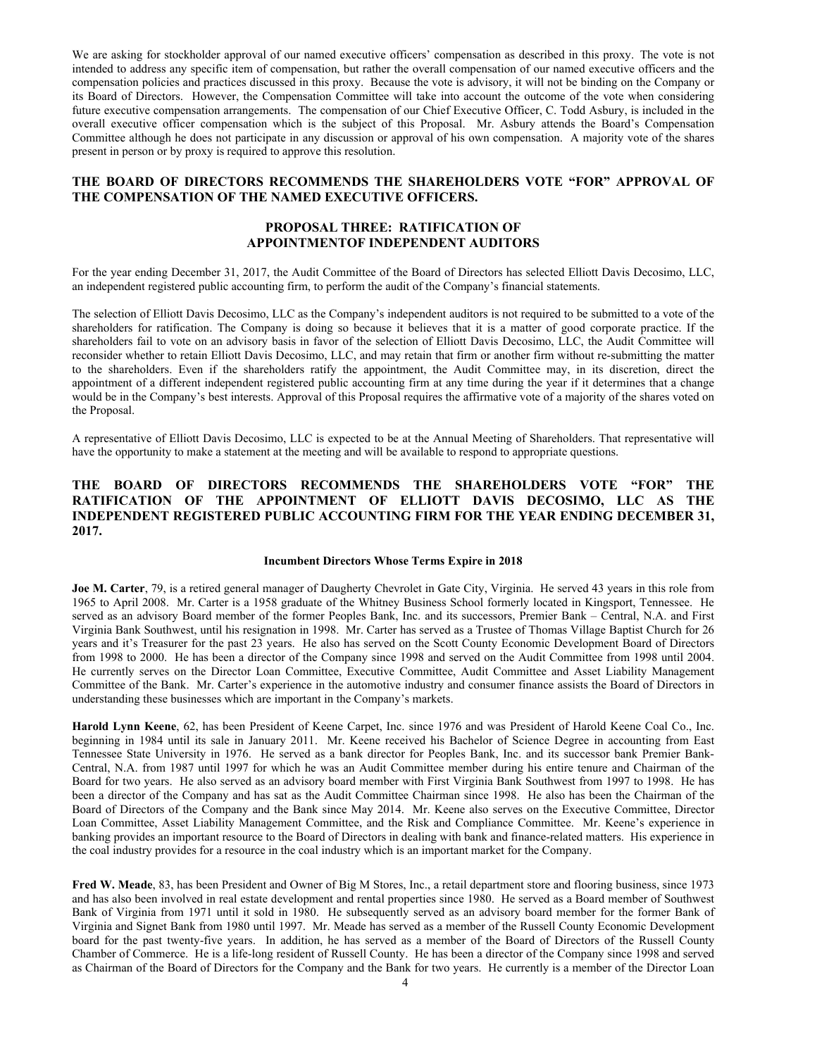We are asking for stockholder approval of our named executive officers' compensation as described in this proxy. The vote is not intended to address any specific item of compensation, but rather the overall compensation of our named executive officers and the compensation policies and practices discussed in this proxy. Because the vote is advisory, it will not be binding on the Company or its Board of Directors. However, the Compensation Committee will take into account the outcome of the vote when considering future executive compensation arrangements. The compensation of our Chief Executive Officer, C. Todd Asbury, is included in the overall executive officer compensation which is the subject of this Proposal. Mr. Asbury attends the Board's Compensation Committee although he does not participate in any discussion or approval of his own compensation. A majority vote of the shares present in person or by proxy is required to approve this resolution.

**THE BOARD OF DIRECTORS RECOMMENDS THE SHAREHOLDERS VOTE "FOR" APPROVAL OF THE COMPENSATION OF THE NAMED EXECUTIVE OFFICERS.**

## PROPOSAL THREE: RATIFICATION OF APPOINTMENTOF INDEPENDENT AUDITORS

For the year ending December 31, 2017, the Audit Committee of the Board of Directors has selected Elliott Davis Decosimo, LLC, an independent registered public accounting firm, to perform the audit of the Company's financial statements.

The selection of Elliott Davis Decosimo, LLC as the Company's independent auditors is not required to be submitted to a vote of the shareholders for ratification. The Company is doing so because it believes that it is a matter of good corporate practice. If the shareholders fail to vote on an advisory basis in favor of the selection of Elliott Davis Decosimo, LLC, the Audit Committee will reconsider whether to retain Elliott Davis Decosimo, LLC, and may retain that firm or another firm without re-submitting the matter to the shareholders. Even if the shareholders ratify the appointment, the Audit Committee may, in its discretion, direct the appointment of a different independent registered public accounting firm at any time during the year if it determines that a change would be in the Company's best interests. Approval of this Proposal requires the affirmative vote of a majority of the shares voted on the Proposal.

A representative of Elliott Davis Decosimo, LLC is expected to be at the Annual Meeting of Shareholders. That representative will have the opportunity to make a statement at the meeting and will be available to respond to appropriate questions.

**THE BOARD OF DIRECTORS RECOMMENDS THE SHAREHOLDERS VOTE "FOR" THE RATIFICATION OF THE APPOINTMENT OF ELLIOTT DAVIS DECOSIMO, LLC AS THE INDEPENDENT REGISTERED PUBLIC ACCOUNTING FIRM FOR THE YEAR ENDING DECEMBER 31, 2017.**

### Incumbent Directors Whose Terms Expire in 2018

**Joe M. Carter**, 79, is a retired general manager of Daugherty Chevrolet in Gate City, Virginia. He served 43 years in this role from 1965 to April 2008. Mr. Carter is a 1958 graduate of the Whitney Business School formerly located in Kingsport, Tennessee. He served as an advisory Board member of the former Peoples Bank, Inc. and its successors, Premier Bank – Central, N.A. and First Virginia Bank Southwest, until his resignation in 1998. Mr. Carter has served as a Trustee of Thomas Village Baptist Church for 26 years and it's Treasurer for the past 23 years. He also has served on the Scott County Economic Development Board of Directors from 1998 to 2000. He has been a director of the Company since 1998 and served on the Audit Committee from 1998 until 2004. He currently serves on the Director Loan Committee, Executive Committee, Audit Committee and Asset Liability Management Committee of the Bank. Mr. Carter's experience in the automotive industry and consumer finance assists the Board of Directors in understanding these businesses which are important in the Company's markets.

**Harold Lynn Keene**, 62, has been President of Keene Carpet, Inc. since 1976 and was President of Harold Keene Coal Co., Inc. beginning in 1984 until its sale in January 2011. Mr. Keene received his Bachelor of Science Degree in accounting from East Tennessee State University in 1976. He served as a bank director for Peoples Bank, Inc. and its successor bank Premier Bank-Central, N.A. from 1987 until 1997 for which he was an Audit Committee member during his entire tenure and Chairman of the Board for two years. He also served as an advisory board member with First Virginia Bank Southwest from 1997 to 1998. He has been a director of the Company and has sat as the Audit Committee Chairman since 1998. He also has been the Chairman of the Board of Directors of the Company and the Bank since May 2014. Mr. Keene also serves on the Executive Committee, Director Loan Committee, Asset Liability Management Committee, and the Risk and Compliance Committee. Mr. Keene's experience in banking provides an important resource to the Board of Directors in dealing with bank and finance-related matters. His experience in the coal industry provides for a resource in the coal industry which is an important market for the Company.

**Fred W. Meade**, 83, has been President and Owner of Big M Stores, Inc., a retail department store and flooring business, since 1973 and has also been involved in real estate development and rental properties since 1980. He served as a Board member of Southwest Bank of Virginia from 1971 until it sold in 1980. He subsequently served as an advisory board member for the former Bank of Virginia and Signet Bank from 1980 until 1997. Mr. Meade has served as a member of the Russell County Economic Development board for the past twenty-five years. In addition, he has served as a member of the Board of Directors of the Russell County Chamber of Commerce. He is a life-long resident of Russell County. He has been a director of the Company since 1998 and served as Chairman of the Board of Directors for the Company and the Bank for two years. He currently is a member of the Director Loan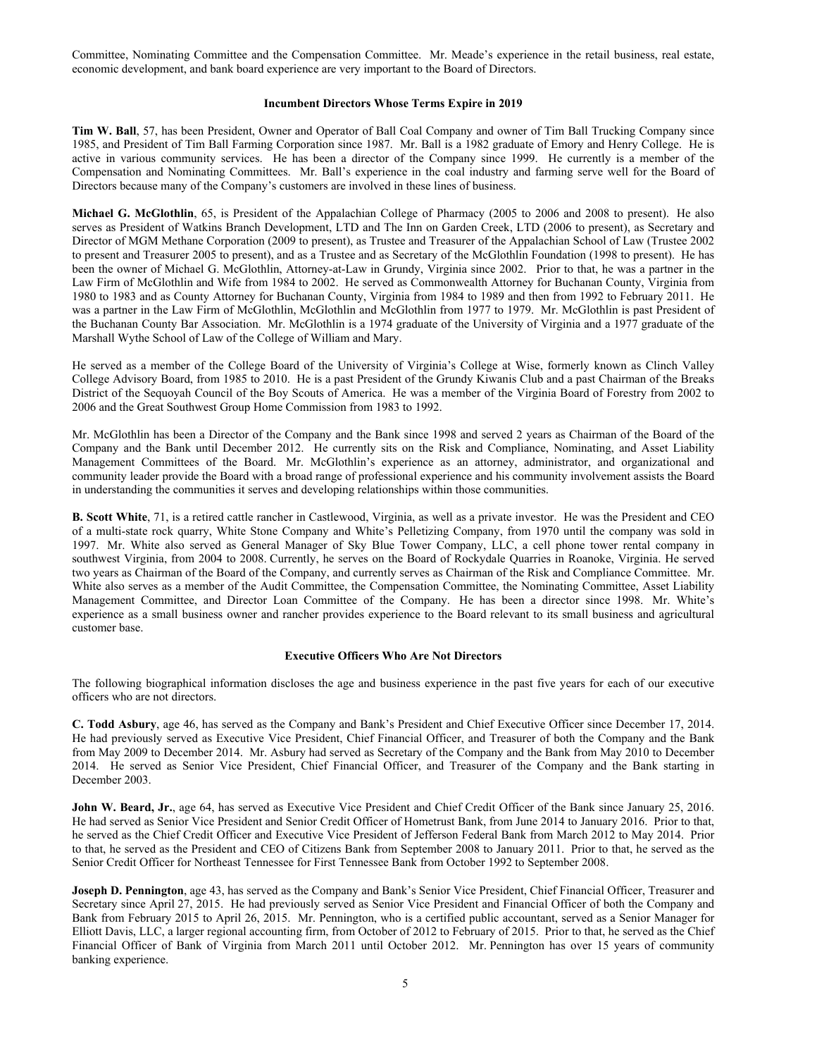Committee, Nominating Committee and the Compensation Committee. Mr. Meade's experience in the retail business, real estate, economic development, and bank board experience are very important to the Board of Directors.

### Incumbent Directors Whose Terms Expire in 2019

**Tim W. Ball**, 57, has been President, Owner and Operator of Ball Coal Company and owner of Tim Ball Trucking Company since 1985, and President of Tim Ball Farming Corporation since 1987. Mr. Ball is a 1982 graduate of Emory and Henry College. He is active in various community services. He has been a director of the Company since 1999. He currently is a member of the Compensation and Nominating Committees. Mr. Ball's experience in the coal industry and farming serve well for the Board of Directors because many of the Company's customers are involved in these lines of business.

**Michael G. McGlothlin**, 65, is President of the Appalachian College of Pharmacy (2005 to 2006 and 2008 to present). He also serves as President of Watkins Branch Development, LTD and The Inn on Garden Creek, LTD (2006 to present), as Secretary and Director of MGM Methane Corporation (2009 to present), as Trustee and Treasurer of the Appalachian School of Law (Trustee 2002 to present and Treasurer 2005 to present), and as a Trustee and as Secretary of the McGlothlin Foundation (1998 to present). He has been the owner of Michael G. McGlothlin, Attorney-at-Law in Grundy, Virginia since 2002. Prior to that, he was a partner in the Law Firm of McGlothlin and Wife from 1984 to 2002. He served as Commonwealth Attorney for Buchanan County, Virginia from 1980 to 1983 and as County Attorney for Buchanan County, Virginia from 1984 to 1989 and then from 1992 to February 2011. He was a partner in the Law Firm of McGlothlin, McGlothlin and McGlothlin from 1977 to 1979. Mr. McGlothlin is past President of the Buchanan County Bar Association. Mr. McGlothlin is a 1974 graduate of the University of Virginia and a 1977 graduate of the Marshall Wythe School of Law of the College of William and Mary.

He served as a member of the College Board of the University of Virginia's College at Wise, formerly known as Clinch Valley College Advisory Board, from 1985 to 2010. He is a past President of the Grundy Kiwanis Club and a past Chairman of the Breaks District of the Sequoyah Council of the Boy Scouts of America. He was a member of the Virginia Board of Forestry from 2002 to 2006 and the Great Southwest Group Home Commission from 1983 to 1992.

Mr. McGlothlin has been a Director of the Company and the Bank since 1998 and served 2 years as Chairman of the Board of the Company and the Bank until December 2012. He currently sits on the Risk and Compliance, Nominating, and Asset Liability Management Committees of the Board. Mr. McGlothlin's experience as an attorney, administrator, and organizational and community leader provide the Board with a broad range of professional experience and his community involvement assists the Board in understanding the communities it serves and developing relationships within those communities.

**B. Scott White**, 71, is a retired cattle rancher in Castlewood, Virginia, as well as a private investor. He was the President and CEO of a multi-state rock quarry, White Stone Company and White's Pelletizing Company, from 1970 until the company was sold in 1997. Mr. White also served as General Manager of Sky Blue Tower Company, LLC, a cell phone tower rental company in southwest Virginia, from 2004 to 2008. Currently, he serves on the Board of Rockydale Quarries in Roanoke, Virginia. He served two years as Chairman of the Board of the Company, and currently serves as Chairman of the Risk and Compliance Committee. Mr. White also serves as a member of the Audit Committee, the Compensation Committee, the Nominating Committee, Asset Liability Management Committee, and Director Loan Committee of the Company. He has been a director since 1998. Mr. White's experience as a small business owner and rancher provides experience to the Board relevant to its small business and agricultural customer base.

### Executive Officers Who Are Not Directors

The following biographical information discloses the age and business experience in the past five years for each of our executive officers who are not directors.

**C. Todd Asbury**, age 46, has served as the Company and Bank's President and Chief Executive Officer since December 17, 2014. He had previously served as Executive Vice President, Chief Financial Officer, and Treasurer of both the Company and the Bank from May 2009 to December 2014. Mr. Asbury had served as Secretary of the Company and the Bank from May 2010 to December 2014. He served as Senior Vice President, Chief Financial Officer, and Treasurer of the Company and the Bank starting in December 2003.

**John W. Beard, Jr.**, age 64, has served as Executive Vice President and Chief Credit Officer of the Bank since January 25, 2016. He had served as Senior Vice President and Senior Credit Officer of Hometrust Bank, from June 2014 to January 2016. Prior to that, he served as the Chief Credit Officer and Executive Vice President of Jefferson Federal Bank from March 2012 to May 2014. Prior to that, he served as the President and CEO of Citizens Bank from September 2008 to January 2011. Prior to that, he served as the Senior Credit Officer for Northeast Tennessee for First Tennessee Bank from October 1992 to September 2008.

**Joseph D. Pennington**, age 43, has served as the Company and Bank's Senior Vice President, Chief Financial Officer, Treasurer and Secretary since April 27, 2015. He had previously served as Senior Vice President and Financial Officer of both the Company and Bank from February 2015 to April 26, 2015. Mr. Pennington, who is a certified public accountant, served as a Senior Manager for Elliott Davis, LLC, a larger regional accounting firm, from October of 2012 to February of 2015. Prior to that, he served as the Chief Financial Officer of Bank of Virginia from March 2011 until October 2012. Mr. Pennington has over 15 years of community banking experience.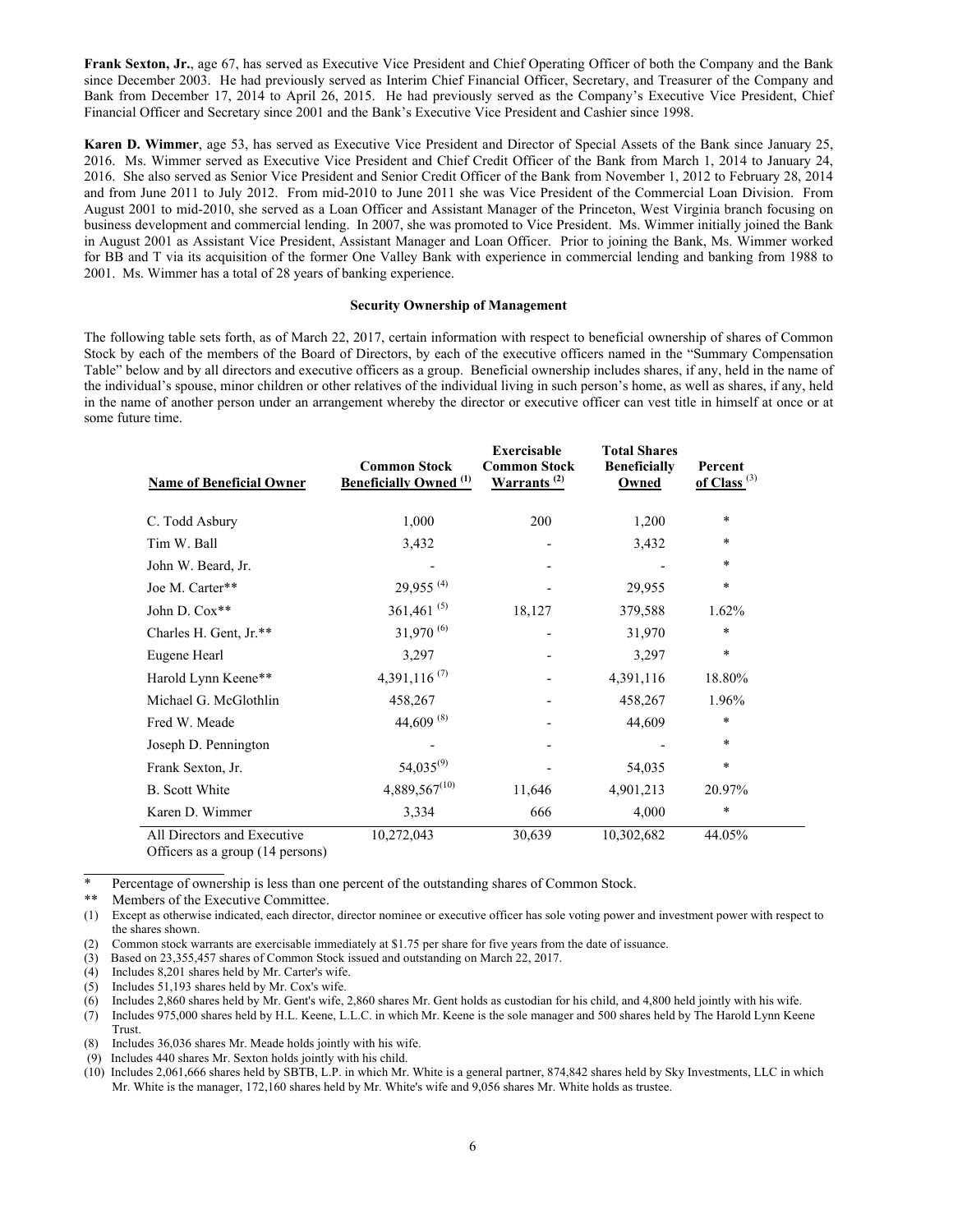**Frank Sexton, Jr.**, age 67, has served as Executive Vice President and Chief Operating Officer of both the Company and the Bank since December 2003. He had previously served as Interim Chief Financial Officer, Secretary, and Treasurer of the Company and Bank from December 17, 2014 to April 26, 2015. He had previously served as the Company's Executive Vice President, Chief Financial Officer and Secretary since 2001 and the Bank's Executive Vice President and Cashier since 1998.

**Karen D. Wimmer**, age 53, has served as Executive Vice President and Director of Special Assets of the Bank since January 25, 2016. Ms. Wimmer served as Executive Vice President and Chief Credit Officer of the Bank from March 1, 2014 to January 24, 2016. She also served as Senior Vice President and Senior Credit Officer of the Bank from November 1, 2012 to February 28, 2014 and from June 2011 to July 2012. From mid-2010 to June 2011 she was Vice President of the Commercial Loan Division. From August 2001 to mid-2010, she served as a Loan Officer and Assistant Manager of the Princeton, West Virginia branch focusing on business development and commercial lending. In 2007, she was promoted to Vice President. Ms. Wimmer initially joined the Bank in August 2001 as Assistant Vice President, Assistant Manager and Loan Officer. Prior to joining the Bank, Ms. Wimmer worked for BB and T via its acquisition of the former One Valley Bank with experience in commercial lending and banking from 1988 to 2001. Ms. Wimmer has a total of 28 years of banking experience.

## Security Ownership of Management

The following table sets forth, as of March 22, 2017, certain information with respect to beneficial ownership of shares of Common Stock by each of the members of the Board of Directors, by each of the executive officers named in the "Summary Compensation Table" below and by all directors and executive officers as a group. Beneficial ownership includes shares, if any, held in the name of the individual's spouse, minor children or other relatives of the individual living in such person's home, as well as shares, if any, held in the name of another person under an arrangement whereby the director or executive officer can vest title in himself at once or at some future time.

| Name of Beneficial Owner | Common Stock Beneficially Owned (1) | Exercisable Common Stock Warrants (2) | Total Shares Beneficially Owned | Percent of Class (3) |
|---|---|---|---|---|
| C. Todd Asbury | 1,000 | 200 | 1,200 | * |
| Tim W. Ball | 3,432 | - | 3,432 | * |
| John W. Beard, Jr. | - | - | - | * |
| Joe M. Carter** | 29,955 (4) | - | 29,955 | * |
| John D. Cox** | 361,461 (5) | 18,127 | 379,588 | 1.62% |
| Charles H. Gent, Jr.** | 31,970 (6) | - | 31,970 | * |
| Eugene Hearl | 3,297 | - | 3,297 | * |
| Harold Lynn Keene** | 4,391,116 (7) | - | 4,391,116 | 18.80% |
| Michael G. McGlothlin | 458,267 | - | 458,267 | 1.96% |
| Fred W. Meade | 44,609 (8) | - | 44,609 | * |
| Joseph D. Pennington | - | - | - | * |
| Frank Sexton, Jr. | 54,035 (9) | - | 54,035 | * |
| B. Scott White | 4,889,567 (10) | 11,646 | 4,901,213 | 20.97% |
| Karen D. Wimmer | 3,334 | 666 | 4,000 | * |
| All Directors and Executive Officers as a group (14 persons) | 10,272,043 | 30,639 | 10,302,682 | 44.05% |

\* Percentage of ownership is less than one percent of the outstanding shares of Common Stock.

** Members of the Executive Committee.

(1) Except as otherwise indicated, each director, director nominee or executive officer has sole voting power and investment power with respect to the shares shown.

(2) Common stock warrants are exercisable immediately at $1.75 per share for five years from the date of issuance.

(3) Based on 23,355,457 shares of Common Stock issued and outstanding on March 22, 2017.

(4) Includes 8,201 shares held by Mr. Carter's wife.

(5) Includes 51,193 shares held by Mr. Cox's wife.

(6) Includes 2,860 shares held by Mr. Gent's wife, 2,860 shares Mr. Gent holds as custodian for his child, and 4,800 held jointly with his wife.

(7) Includes 975,000 shares held by H.L. Keene, L.L.C. in which Mr. Keene is the sole manager and 500 shares held by The Harold Lynn Keene Trust.

(8) Includes 36,036 shares Mr. Meade holds jointly with his wife.

(9) Includes 440 shares Mr. Sexton holds jointly with his child.

(10) Includes 2,061,666 shares held by SBTB, L.P. in which Mr. White is a general partner, 874,842 shares held by Sky Investments, LLC in which Mr. White is the manager, 172,160 shares held by Mr. White's wife and 9,056 shares Mr. White holds as trustee.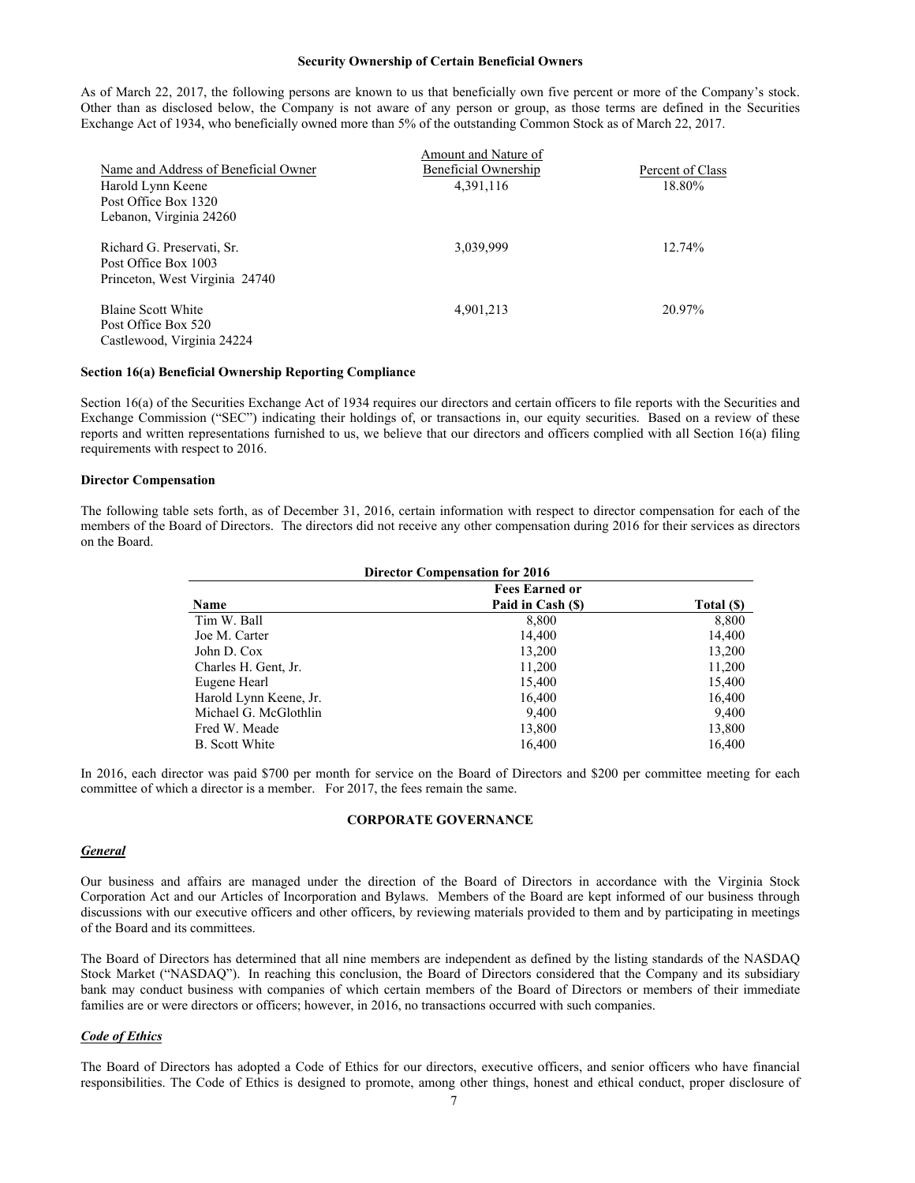### Security Ownership of Certain Beneficial Owners

As of March 22, 2017, the following persons are known to us that beneficially own five percent or more of the Company's stock. Other than as disclosed below, the Company is not aware of any person or group, as those terms are defined in the Securities Exchange Act of 1934, who beneficially owned more than 5% of the outstanding Common Stock as of March 22, 2017.

| Name and Address of Beneficial Owner | Amount and Nature of Beneficial Ownership | Percent of Class |
|---|---|---|
| Harold Lynn Keene<br>Post Office Box 1320<br>Lebanon, Virginia 24260 | 4,391,116 | 18.80% |
| Richard G. Preservati, Sr.<br>Post Office Box 1003<br>Princeton, West Virginia 24740 | 3,039,999 | 12.74% |
| Blaine Scott White<br>Post Office Box 520<br>Castlewood, Virginia 24224 | 4,901,213 | 20.97% |

### Section 16(a) Beneficial Ownership Reporting Compliance

Section 16(a) of the Securities Exchange Act of 1934 requires our directors and certain officers to file reports with the Securities and Exchange Commission ("SEC") indicating their holdings of, or transactions in, our equity securities. Based on a review of these reports and written representations furnished to us, we believe that our directors and officers complied with all Section 16(a) filing requirements with respect to 2016.

### Director Compensation

The following table sets forth, as of December 31, 2016, certain information with respect to director compensation for each of the members of the Board of Directors. The directors did not receive any other compensation during 2016 for their services as directors on the Board.

**Director Compensation for 2016**

| Name | Fees Earned or Paid in Cash ($) | Total ($) |
|---|---|---|
| Tim W. Ball | 8,800 | 8,800 |
| Joe M. Carter | 14,400 | 14,400 |
| John D. Cox | 13,200 | 13,200 |
| Charles H. Gent, Jr. | 11,200 | 11,200 |
| Eugene Hearl | 15,400 | 15,400 |
| Harold Lynn Keene, Jr. | 16,400 | 16,400 |
| Michael G. McGlothlin | 9,400 | 9,400 |
| Fred W. Meade | 13,800 | 13,800 |
| B. Scott White | 16,400 | 16,400 |

In 2016, each director was paid $700 per month for service on the Board of Directors and $200 per committee meeting for each committee of which a director is a member. For 2017, the fees remain the same.

## CORPORATE GOVERNANCE

***General***

Our business and affairs are managed under the direction of the Board of Directors in accordance with the Virginia Stock Corporation Act and our Articles of Incorporation and Bylaws. Members of the Board are kept informed of our business through discussions with our executive officers and other officers, by reviewing materials provided to them and by participating in meetings of the Board and its committees.

The Board of Directors has determined that all nine members are independent as defined by the listing standards of the NASDAQ Stock Market ("NASDAQ"). In reaching this conclusion, the Board of Directors considered that the Company and its subsidiary bank may conduct business with companies of which certain members of the Board of Directors or members of their immediate families are or were directors or officers; however, in 2016, no transactions occurred with such companies.

***Code of Ethics***

The Board of Directors has adopted a Code of Ethics for our directors, executive officers, and senior officers who have financial responsibilities. The Code of Ethics is designed to promote, among other things, honest and ethical conduct, proper disclosure of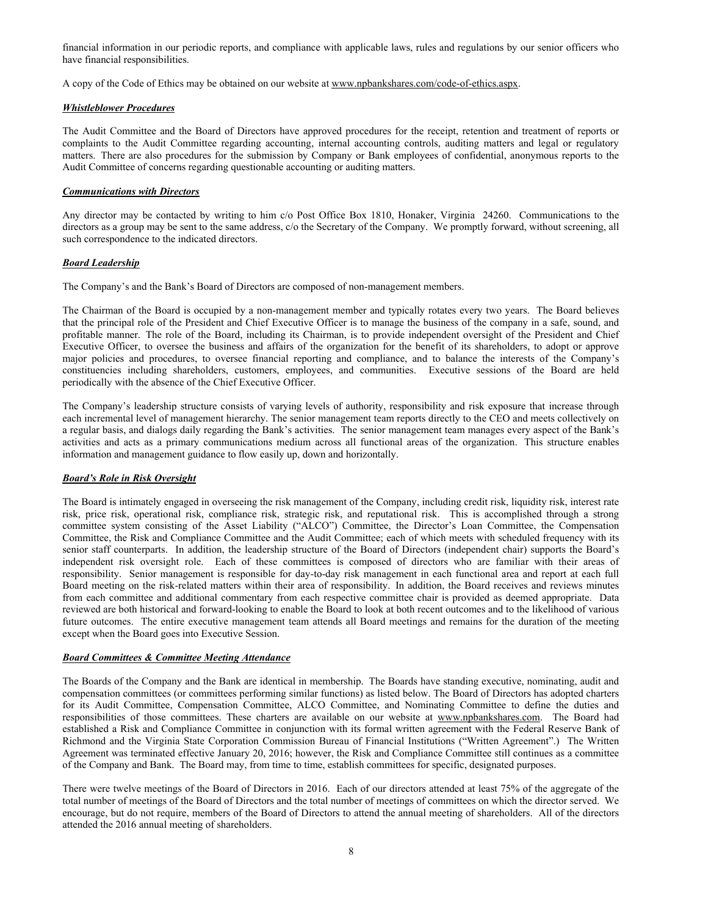financial information in our periodic reports, and compliance with applicable laws, rules and regulations by our senior officers who have financial responsibilities.

A copy of the Code of Ethics may be obtained on our website at www.npbankshares.com/code-of-ethics.aspx.

***Whistleblower Procedures***

The Audit Committee and the Board of Directors have approved procedures for the receipt, retention and treatment of reports or complaints to the Audit Committee regarding accounting, internal accounting controls, auditing matters and legal or regulatory matters. There are also procedures for the submission by Company or Bank employees of confidential, anonymous reports to the Audit Committee of concerns regarding questionable accounting or auditing matters.

***Communications with Directors***

Any director may be contacted by writing to him c/o Post Office Box 1810, Honaker, Virginia 24260. Communications to the directors as a group may be sent to the same address, c/o the Secretary of the Company. We promptly forward, without screening, all such correspondence to the indicated directors.

***Board Leadership***

The Company's and the Bank's Board of Directors are composed of non-management members.

The Chairman of the Board is occupied by a non-management member and typically rotates every two years. The Board believes that the principal role of the President and Chief Executive Officer is to manage the business of the company in a safe, sound, and profitable manner. The role of the Board, including its Chairman, is to provide independent oversight of the President and Chief Executive Officer, to oversee the business and affairs of the organization for the benefit of its shareholders, to adopt or approve major policies and procedures, to oversee financial reporting and compliance, and to balance the interests of the Company's constituencies including shareholders, customers, employees, and communities. Executive sessions of the Board are held periodically with the absence of the Chief Executive Officer.

The Company's leadership structure consists of varying levels of authority, responsibility and risk exposure that increase through each incremental level of management hierarchy. The senior management team reports directly to the CEO and meets collectively on a regular basis, and dialogs daily regarding the Bank's activities. The senior management team manages every aspect of the Bank's activities and acts as a primary communications medium across all functional areas of the organization. This structure enables information and management guidance to flow easily up, down and horizontally.

***Board's Role in Risk Oversight***

The Board is intimately engaged in overseeing the risk management of the Company, including credit risk, liquidity risk, interest rate risk, price risk, operational risk, compliance risk, strategic risk, and reputational risk. This is accomplished through a strong committee system consisting of the Asset Liability ("ALCO") Committee, the Director's Loan Committee, the Compensation Committee, the Risk and Compliance Committee and the Audit Committee; each of which meets with scheduled frequency with its senior staff counterparts. In addition, the leadership structure of the Board of Directors (independent chair) supports the Board's independent risk oversight role. Each of these committees is composed of directors who are familiar with their areas of responsibility. Senior management is responsible for day-to-day risk management in each functional area and report at each full Board meeting on the risk-related matters within their area of responsibility. In addition, the Board receives and reviews minutes from each committee and additional commentary from each respective committee chair is provided as deemed appropriate. Data reviewed are both historical and forward-looking to enable the Board to look at both recent outcomes and to the likelihood of various future outcomes. The entire executive management team attends all Board meetings and remains for the duration of the meeting except when the Board goes into Executive Session.

***Board Committees & Committee Meeting Attendance***

The Boards of the Company and the Bank are identical in membership. The Boards have standing executive, nominating, audit and compensation committees (or committees performing similar functions) as listed below. The Board of Directors has adopted charters for its Audit Committee, Compensation Committee, ALCO Committee, and Nominating Committee to define the duties and responsibilities of those committees. These charters are available on our website at www.npbankshares.com. The Board had established a Risk and Compliance Committee in conjunction with its formal written agreement with the Federal Reserve Bank of Richmond and the Virginia State Corporation Commission Bureau of Financial Institutions ("Written Agreement".) The Written Agreement was terminated effective January 20, 2016; however, the Risk and Compliance Committee still continues as a committee of the Company and Bank. The Board may, from time to time, establish committees for specific, designated purposes.

There were twelve meetings of the Board of Directors in 2016. Each of our directors attended at least 75% of the aggregate of the total number of meetings of the Board of Directors and the total number of meetings of committees on which the director served. We encourage, but do not require, members of the Board of Directors to attend the annual meeting of shareholders. All of the directors attended the 2016 annual meeting of shareholders.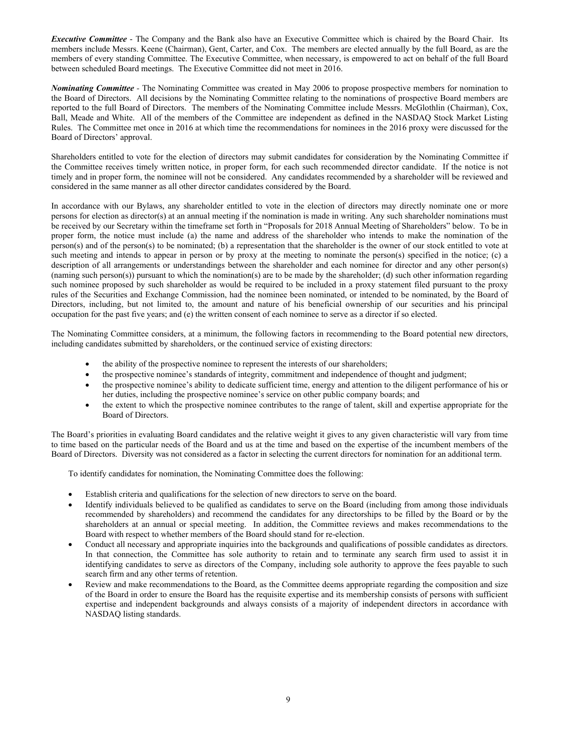***Executive Committee*** - The Company and the Bank also have an Executive Committee which is chaired by the Board Chair. Its members include Messrs. Keene (Chairman), Gent, Carter, and Cox. The members are elected annually by the full Board, as are the members of every standing Committee. The Executive Committee, when necessary, is empowered to act on behalf of the full Board between scheduled Board meetings. The Executive Committee did not meet in 2016.

***Nominating Committee*** - The Nominating Committee was created in May 2006 to propose prospective members for nomination to the Board of Directors. All decisions by the Nominating Committee relating to the nominations of prospective Board members are reported to the full Board of Directors. The members of the Nominating Committee include Messrs. McGlothlin (Chairman), Cox, Ball, Meade and White. All of the members of the Committee are independent as defined in the NASDAQ Stock Market Listing Rules. The Committee met once in 2016 at which time the recommendations for nominees in the 2016 proxy were discussed for the Board of Directors' approval.

Shareholders entitled to vote for the election of directors may submit candidates for consideration by the Nominating Committee if the Committee receives timely written notice, in proper form, for each such recommended director candidate. If the notice is not timely and in proper form, the nominee will not be considered. Any candidates recommended by a shareholder will be reviewed and considered in the same manner as all other director candidates considered by the Board.

In accordance with our Bylaws, any shareholder entitled to vote in the election of directors may directly nominate one or more persons for election as director(s) at an annual meeting if the nomination is made in writing. Any such shareholder nominations must be received by our Secretary within the timeframe set forth in "Proposals for 2018 Annual Meeting of Shareholders" below. To be in proper form, the notice must include (a) the name and address of the shareholder who intends to make the nomination of the person(s) and of the person(s) to be nominated; (b) a representation that the shareholder is the owner of our stock entitled to vote at such meeting and intends to appear in person or by proxy at the meeting to nominate the person(s) specified in the notice; (c) a description of all arrangements or understandings between the shareholder and each nominee for director and any other person(s) (naming such person(s)) pursuant to which the nomination(s) are to be made by the shareholder; (d) such other information regarding such nominee proposed by such shareholder as would be required to be included in a proxy statement filed pursuant to the proxy rules of the Securities and Exchange Commission, had the nominee been nominated, or intended to be nominated, by the Board of Directors, including, but not limited to, the amount and nature of his beneficial ownership of our securities and his principal occupation for the past five years; and (e) the written consent of each nominee to serve as a director if so elected.

The Nominating Committee considers, at a minimum, the following factors in recommending to the Board potential new directors, including candidates submitted by shareholders, or the continued service of existing directors:

- the ability of the prospective nominee to represent the interests of our shareholders;
- the prospective nominee's standards of integrity, commitment and independence of thought and judgment;
- the prospective nominee's ability to dedicate sufficient time, energy and attention to the diligent performance of his or her duties, including the prospective nominee's service on other public company boards; and
- the extent to which the prospective nominee contributes to the range of talent, skill and expertise appropriate for the Board of Directors.

The Board's priorities in evaluating Board candidates and the relative weight it gives to any given characteristic will vary from time to time based on the particular needs of the Board and us at the time and based on the expertise of the incumbent members of the Board of Directors. Diversity was not considered as a factor in selecting the current directors for nomination for an additional term.

To identify candidates for nomination, the Nominating Committee does the following:

- Establish criteria and qualifications for the selection of new directors to serve on the board.
- Identify individuals believed to be qualified as candidates to serve on the Board (including from among those individuals recommended by shareholders) and recommend the candidates for any directorships to be filled by the Board or by the shareholders at an annual or special meeting. In addition, the Committee reviews and makes recommendations to the Board with respect to whether members of the Board should stand for re-election.
- Conduct all necessary and appropriate inquiries into the backgrounds and qualifications of possible candidates as directors. In that connection, the Committee has sole authority to retain and to terminate any search firm used to assist it in identifying candidates to serve as directors of the Company, including sole authority to approve the fees payable to such search firm and any other terms of retention.
- Review and make recommendations to the Board, as the Committee deems appropriate regarding the composition and size of the Board in order to ensure the Board has the requisite expertise and its membership consists of persons with sufficient expertise and independent backgrounds and always consists of a majority of independent directors in accordance with NASDAQ listing standards.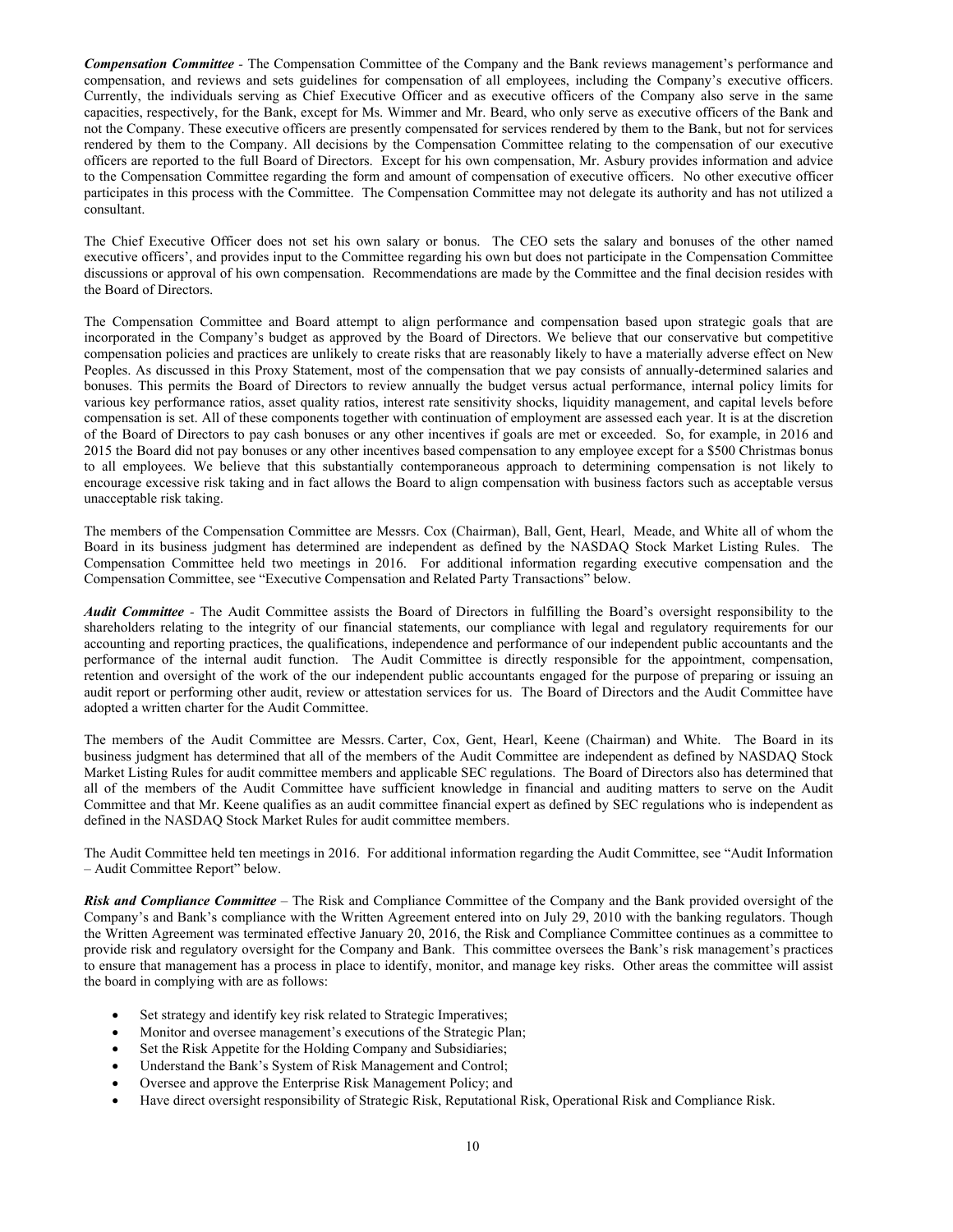***Compensation Committee*** - The Compensation Committee of the Company and the Bank reviews management's performance and compensation, and reviews and sets guidelines for compensation of all employees, including the Company's executive officers. Currently, the individuals serving as Chief Executive Officer and as executive officers of the Company also serve in the same capacities, respectively, for the Bank, except for Ms. Wimmer and Mr. Beard, who only serve as executive officers of the Bank and not the Company. These executive officers are presently compensated for services rendered by them to the Bank, but not for services rendered by them to the Company. All decisions by the Compensation Committee relating to the compensation of our executive officers are reported to the full Board of Directors. Except for his own compensation, Mr. Asbury provides information and advice to the Compensation Committee regarding the form and amount of compensation of executive officers. No other executive officer participates in this process with the Committee. The Compensation Committee may not delegate its authority and has not utilized a consultant.

The Chief Executive Officer does not set his own salary or bonus. The CEO sets the salary and bonuses of the other named executive officers', and provides input to the Committee regarding his own but does not participate in the Compensation Committee discussions or approval of his own compensation. Recommendations are made by the Committee and the final decision resides with the Board of Directors.

The Compensation Committee and Board attempt to align performance and compensation based upon strategic goals that are incorporated in the Company's budget as approved by the Board of Directors. We believe that our conservative but competitive compensation policies and practices are unlikely to create risks that are reasonably likely to have a materially adverse effect on New Peoples. As discussed in this Proxy Statement, most of the compensation that we pay consists of annually-determined salaries and bonuses. This permits the Board of Directors to review annually the budget versus actual performance, internal policy limits for various key performance ratios, asset quality ratios, interest rate sensitivity shocks, liquidity management, and capital levels before compensation is set. All of these components together with continuation of employment are assessed each year. It is at the discretion of the Board of Directors to pay cash bonuses or any other incentives if goals are met or exceeded. So, for example, in 2016 and 2015 the Board did not pay bonuses or any other incentives based compensation to any employee except for a $500 Christmas bonus to all employees. We believe that this substantially contemporaneous approach to determining compensation is not likely to encourage excessive risk taking and in fact allows the Board to align compensation with business factors such as acceptable versus unacceptable risk taking.

The members of the Compensation Committee are Messrs. Cox (Chairman), Ball, Gent, Hearl, Meade, and White all of whom the Board in its business judgment has determined are independent as defined by the NASDAQ Stock Market Listing Rules. The Compensation Committee held two meetings in 2016. For additional information regarding executive compensation and the Compensation Committee, see "Executive Compensation and Related Party Transactions" below.

***Audit Committee*** - The Audit Committee assists the Board of Directors in fulfilling the Board's oversight responsibility to the shareholders relating to the integrity of our financial statements, our compliance with legal and regulatory requirements for our accounting and reporting practices, the qualifications, independence and performance of our independent public accountants and the performance of the internal audit function. The Audit Committee is directly responsible for the appointment, compensation, retention and oversight of the work of the our independent public accountants engaged for the purpose of preparing or issuing an audit report or performing other audit, review or attestation services for us. The Board of Directors and the Audit Committee have adopted a written charter for the Audit Committee.

The members of the Audit Committee are Messrs. Carter, Cox, Gent, Hearl, Keene (Chairman) and White. The Board in its business judgment has determined that all of the members of the Audit Committee are independent as defined by NASDAQ Stock Market Listing Rules for audit committee members and applicable SEC regulations. The Board of Directors also has determined that all of the members of the Audit Committee have sufficient knowledge in financial and auditing matters to serve on the Audit Committee and that Mr. Keene qualifies as an audit committee financial expert as defined by SEC regulations who is independent as defined in the NASDAQ Stock Market Rules for audit committee members.

The Audit Committee held ten meetings in 2016. For additional information regarding the Audit Committee, see "Audit Information – Audit Committee Report" below.

***Risk and Compliance Committee*** – The Risk and Compliance Committee of the Company and the Bank provided oversight of the Company's and Bank's compliance with the Written Agreement entered into on July 29, 2010 with the banking regulators. Though the Written Agreement was terminated effective January 20, 2016, the Risk and Compliance Committee continues as a committee to provide risk and regulatory oversight for the Company and Bank. This committee oversees the Bank's risk management's practices to ensure that management has a process in place to identify, monitor, and manage key risks. Other areas the committee will assist the board in complying with are as follows:

- Set strategy and identify key risk related to Strategic Imperatives;
- Monitor and oversee management's executions of the Strategic Plan;
- Set the Risk Appetite for the Holding Company and Subsidiaries;
- Understand the Bank's System of Risk Management and Control;
- Oversee and approve the Enterprise Risk Management Policy; and
- Have direct oversight responsibility of Strategic Risk, Reputational Risk, Operational Risk and Compliance Risk.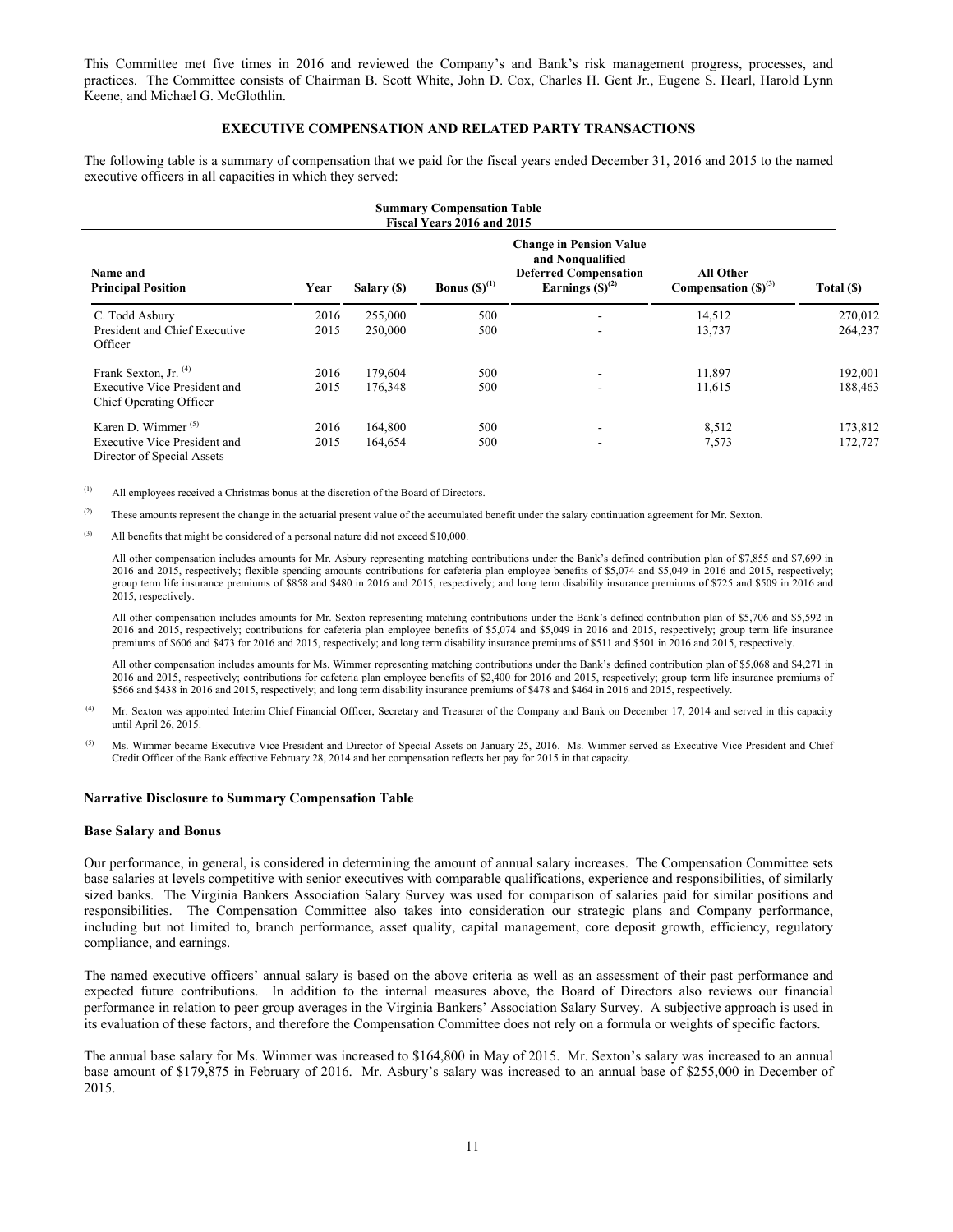This Committee met five times in 2016 and reviewed the Company's and Bank's risk management progress, processes, and practices. The Committee consists of Chairman B. Scott White, John D. Cox, Charles H. Gent Jr., Eugene S. Hearl, Harold Lynn Keene, and Michael G. McGlothlin.

## EXECUTIVE COMPENSATION AND RELATED PARTY TRANSACTIONS

The following table is a summary of compensation that we paid for the fiscal years ended December 31, 2016 and 2015 to the named executive officers in all capacities in which they served:

**Summary Compensation Table**
**Fiscal Years 2016 and 2015**

| Name and Principal Position | Year | Salary ($) | Bonus ($)[1] | Change in Pension Value and Nonqualified Deferred Compensation Earnings ($)[2] | All Other Compensation ($)[3] | Total ($) |
|---|---|---|---|---|---|---|
| C. Todd Asbury | 2016 | 255,000 | 500 | - | 14,512 | 270,012 |
| President and Chief Executive Officer | 2015 | 250,000 | 500 | - | 13,737 | 264,237 |
| Frank Sexton, Jr. [4] | 2016 | 179,604 | 500 | - | 11,897 | 192,001 |
| Executive Vice President and Chief Operating Officer | 2015 | 176,348 | 500 | - | 11,615 | 188,463 |
| Karen D. Wimmer [5] | 2016 | 164,800 | 500 | - | 8,512 | 173,812 |
| Executive Vice President and Director of Special Assets | 2015 | 164,654 | 500 | - | 7,573 | 172,727 |

(1) All employees received a Christmas bonus at the discretion of the Board of Directors.

(2) These amounts represent the change in the actuarial present value of the accumulated benefit under the salary continuation agreement for Mr. Sexton.

(3) All benefits that might be considered of a personal nature did not exceed $10,000.

All other compensation includes amounts for Mr. Asbury representing matching contributions under the Bank's defined contribution plan of $7,855 and $7,699 in 2016 and 2015, respectively; flexible spending amounts contributions for cafeteria plan employee benefits of $5,074 and $5,049 in 2016 and 2015, respectively; group term life insurance premiums of $858 and $480 in 2016 and 2015, respectively; and long term disability insurance premiums of $725 and $509 in 2016 and 2015, respectively.

All other compensation includes amounts for Mr. Sexton representing matching contributions under the Bank's defined contribution plan of $5,706 and $5,592 in 2016 and 2015, respectively; contributions for cafeteria plan employee benefits of $5,074 and $5,049 in 2016 and 2015, respectively; group term life insurance premiums of $606 and $473 for 2016 and 2015, respectively; and long term disability insurance premiums of $511 and $501 in 2016 and 2015, respectively.

All other compensation includes amounts for Ms. Wimmer representing matching contributions under the Bank's defined contribution plan of $5,068 and $4,271 in 2016 and 2015, respectively; contributions for cafeteria plan employee benefits of $2,400 for 2016 and 2015, respectively; group term life insurance premiums of $566 and $438 in 2016 and 2015, respectively; and long term disability insurance premiums of $478 and $464 in 2016 and 2015, respectively.

(4) Mr. Sexton was appointed Interim Chief Financial Officer, Secretary and Treasurer of the Company and Bank on December 17, 2014 and served in this capacity until April 26, 2015.

(5) Ms. Wimmer became Executive Vice President and Director of Special Assets on January 25, 2016. Ms. Wimmer served as Executive Vice President and Chief Credit Officer of the Bank effective February 28, 2014 and her compensation reflects her pay for 2015 in that capacity.

### Narrative Disclosure to Summary Compensation Table

### Base Salary and Bonus

Our performance, in general, is considered in determining the amount of annual salary increases. The Compensation Committee sets base salaries at levels competitive with senior executives with comparable qualifications, experience and responsibilities, of similarly sized banks. The Virginia Bankers Association Salary Survey was used for comparison of salaries paid for similar positions and responsibilities. The Compensation Committee also takes into consideration our strategic plans and Company performance, including but not limited to, branch performance, asset quality, capital management, core deposit growth, efficiency, regulatory compliance, and earnings.

The named executive officers' annual salary is based on the above criteria as well as an assessment of their past performance and expected future contributions. In addition to the internal measures above, the Board of Directors also reviews our financial performance in relation to peer group averages in the Virginia Bankers' Association Salary Survey. A subjective approach is used in its evaluation of these factors, and therefore the Compensation Committee does not rely on a formula or weights of specific factors.

The annual base salary for Ms. Wimmer was increased to $164,800 in May of 2015. Mr. Sexton's salary was increased to an annual base amount of $179,875 in February of 2016. Mr. Asbury's salary was increased to an annual base of $255,000 in December of 2015.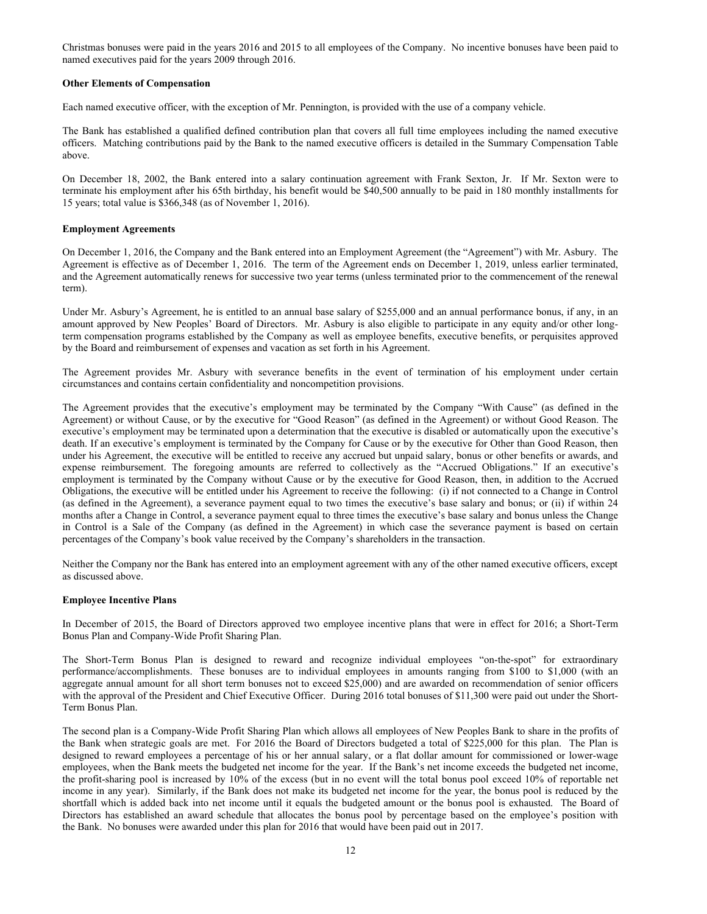Christmas bonuses were paid in the years 2016 and 2015 to all employees of the Company. No incentive bonuses have been paid to named executives paid for the years 2009 through 2016.

**Other Elements of Compensation**

Each named executive officer, with the exception of Mr. Pennington, is provided with the use of a company vehicle.

The Bank has established a qualified defined contribution plan that covers all full time employees including the named executive officers. Matching contributions paid by the Bank to the named executive officers is detailed in the Summary Compensation Table above.

On December 18, 2002, the Bank entered into a salary continuation agreement with Frank Sexton, Jr. If Mr. Sexton were to terminate his employment after his 65th birthday, his benefit would be $40,500 annually to be paid in 180 monthly installments for 15 years; total value is $366,348 (as of November 1, 2016).

**Employment Agreements**

On December 1, 2016, the Company and the Bank entered into an Employment Agreement (the "Agreement") with Mr. Asbury. The Agreement is effective as of December 1, 2016. The term of the Agreement ends on December 1, 2019, unless earlier terminated, and the Agreement automatically renews for successive two year terms (unless terminated prior to the commencement of the renewal term).

Under Mr. Asbury's Agreement, he is entitled to an annual base salary of $255,000 and an annual performance bonus, if any, in an amount approved by New Peoples' Board of Directors. Mr. Asbury is also eligible to participate in any equity and/or other long-term compensation programs established by the Company as well as employee benefits, executive benefits, or perquisites approved by the Board and reimbursement of expenses and vacation as set forth in his Agreement.

The Agreement provides Mr. Asbury with severance benefits in the event of termination of his employment under certain circumstances and contains certain confidentiality and noncompetition provisions.

The Agreement provides that the executive's employment may be terminated by the Company "With Cause" (as defined in the Agreement) or without Cause, or by the executive for "Good Reason" (as defined in the Agreement) or without Good Reason. The executive's employment may be terminated upon a determination that the executive is disabled or automatically upon the executive's death. If an executive's employment is terminated by the Company for Cause or by the executive for Other than Good Reason, then under his Agreement, the executive will be entitled to receive any accrued but unpaid salary, bonus or other benefits or awards, and expense reimbursement. The foregoing amounts are referred to collectively as the "Accrued Obligations." If an executive's employment is terminated by the Company without Cause or by the executive for Good Reason, then, in addition to the Accrued Obligations, the executive will be entitled under his Agreement to receive the following: (i) if not connected to a Change in Control (as defined in the Agreement), a severance payment equal to two times the executive's base salary and bonus; or (ii) if within 24 months after a Change in Control, a severance payment equal to three times the executive's base salary and bonus unless the Change in Control is a Sale of the Company (as defined in the Agreement) in which case the severance payment is based on certain percentages of the Company's book value received by the Company's shareholders in the transaction.

Neither the Company nor the Bank has entered into an employment agreement with any of the other named executive officers, except as discussed above.

**Employee Incentive Plans**

In December of 2015, the Board of Directors approved two employee incentive plans that were in effect for 2016; a Short-Term Bonus Plan and Company-Wide Profit Sharing Plan.

The Short-Term Bonus Plan is designed to reward and recognize individual employees "on-the-spot" for extraordinary performance/accomplishments. These bonuses are to individual employees in amounts ranging from $100 to $1,000 (with an aggregate annual amount for all short term bonuses not to exceed $25,000) and are awarded on recommendation of senior officers with the approval of the President and Chief Executive Officer. During 2016 total bonuses of $11,300 were paid out under the Short-Term Bonus Plan.

The second plan is a Company-Wide Profit Sharing Plan which allows all employees of New Peoples Bank to share in the profits of the Bank when strategic goals are met. For 2016 the Board of Directors budgeted a total of $225,000 for this plan. The Plan is designed to reward employees a percentage of his or her annual salary, or a flat dollar amount for commissioned or lower-wage employees, when the Bank meets the budgeted net income for the year. If the Bank's net income exceeds the budgeted net income, the profit-sharing pool is increased by 10% of the excess (but in no event will the total bonus pool exceed 10% of reportable net income in any year). Similarly, if the Bank does not make its budgeted net income for the year, the bonus pool is reduced by the shortfall which is added back into net income until it equals the budgeted amount or the bonus pool is exhausted. The Board of Directors has established an award schedule that allocates the bonus pool by percentage based on the employee's position with the Bank. No bonuses were awarded under this plan for 2016 that would have been paid out in 2017.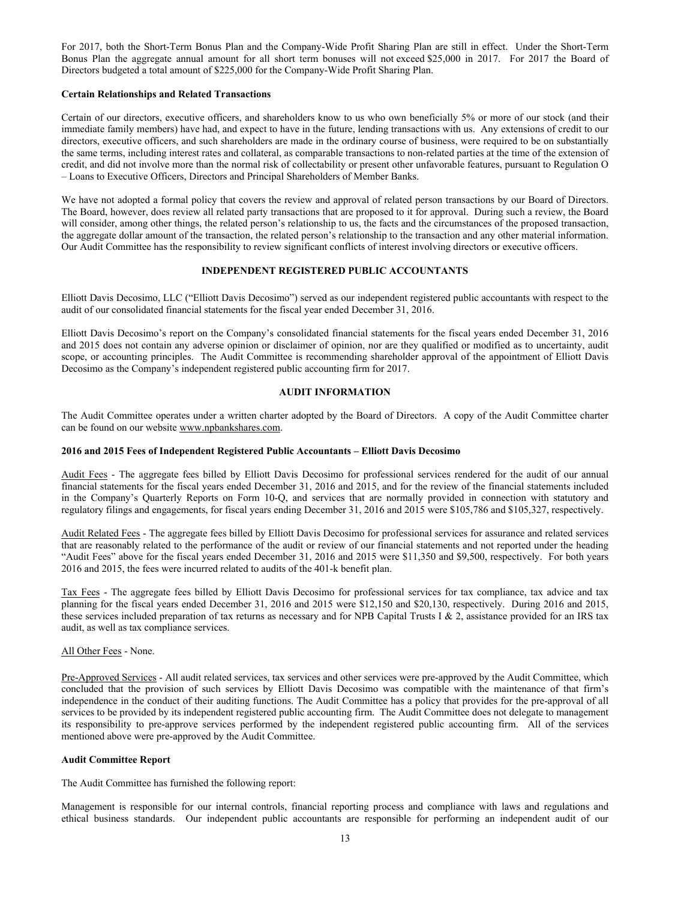For 2017, both the Short-Term Bonus Plan and the Company-Wide Profit Sharing Plan are still in effect. Under the Short-Term Bonus Plan the aggregate annual amount for all short term bonuses will not exceed $25,000 in 2017. For 2017 the Board of Directors budgeted a total amount of $225,000 for the Company-Wide Profit Sharing Plan.

**Certain Relationships and Related Transactions**

Certain of our directors, executive officers, and shareholders know to us who own beneficially 5% or more of our stock (and their immediate family members) have had, and expect to have in the future, lending transactions with us. Any extensions of credit to our directors, executive officers, and such shareholders are made in the ordinary course of business, were required to be on substantially the same terms, including interest rates and collateral, as comparable transactions to non-related parties at the time of the extension of credit, and did not involve more than the normal risk of collectability or present other unfavorable features, pursuant to Regulation O – Loans to Executive Officers, Directors and Principal Shareholders of Member Banks.

We have not adopted a formal policy that covers the review and approval of related person transactions by our Board of Directors. The Board, however, does review all related party transactions that are proposed to it for approval. During such a review, the Board will consider, among other things, the related person's relationship to us, the facts and the circumstances of the proposed transaction, the aggregate dollar amount of the transaction, the related person's relationship to the transaction and any other material information. Our Audit Committee has the responsibility to review significant conflicts of interest involving directors or executive officers.

## INDEPENDENT REGISTERED PUBLIC ACCOUNTANTS

Elliott Davis Decosimo, LLC ("Elliott Davis Decosimo") served as our independent registered public accountants with respect to the audit of our consolidated financial statements for the fiscal year ended December 31, 2016.

Elliott Davis Decosimo's report on the Company's consolidated financial statements for the fiscal years ended December 31, 2016 and 2015 does not contain any adverse opinion or disclaimer of opinion, nor are they qualified or modified as to uncertainty, audit scope, or accounting principles. The Audit Committee is recommending shareholder approval of the appointment of Elliott Davis Decosimo as the Company's independent registered public accounting firm for 2017.

## AUDIT INFORMATION

The Audit Committee operates under a written charter adopted by the Board of Directors. A copy of the Audit Committee charter can be found on our website www.npbankshares.com.

**2016 and 2015 Fees of Independent Registered Public Accountants – Elliott Davis Decosimo**

Audit Fees - The aggregate fees billed by Elliott Davis Decosimo for professional services rendered for the audit of our annual financial statements for the fiscal years ended December 31, 2016 and 2015, and for the review of the financial statements included in the Company's Quarterly Reports on Form 10-Q, and services that are normally provided in connection with statutory and regulatory filings and engagements, for fiscal years ending December 31, 2016 and 2015 were $105,786 and $105,327, respectively.

Audit Related Fees - The aggregate fees billed by Elliott Davis Decosimo for professional services for assurance and related services that are reasonably related to the performance of the audit or review of our financial statements and not reported under the heading "Audit Fees" above for the fiscal years ended December 31, 2016 and 2015 were $11,350 and $9,500, respectively. For both years 2016 and 2015, the fees were incurred related to audits of the 401-k benefit plan.

Tax Fees - The aggregate fees billed by Elliott Davis Decosimo for professional services for tax compliance, tax advice and tax planning for the fiscal years ended December 31, 2016 and 2015 were $12,150 and $20,130, respectively. During 2016 and 2015, these services included preparation of tax returns as necessary and for NPB Capital Trusts I & 2, assistance provided for an IRS tax audit, as well as tax compliance services.

All Other Fees - None.

Pre-Approved Services - All audit related services, tax services and other services were pre-approved by the Audit Committee, which concluded that the provision of such services by Elliott Davis Decosimo was compatible with the maintenance of that firm's independence in the conduct of their auditing functions. The Audit Committee has a policy that provides for the pre-approval of all services to be provided by its independent registered public accounting firm. The Audit Committee does not delegate to management its responsibility to pre-approve services performed by the independent registered public accounting firm. All of the services mentioned above were pre-approved by the Audit Committee.

**Audit Committee Report**

The Audit Committee has furnished the following report:

Management is responsible for our internal controls, financial reporting process and compliance with laws and regulations and ethical business standards. Our independent public accountants are responsible for performing an independent audit of our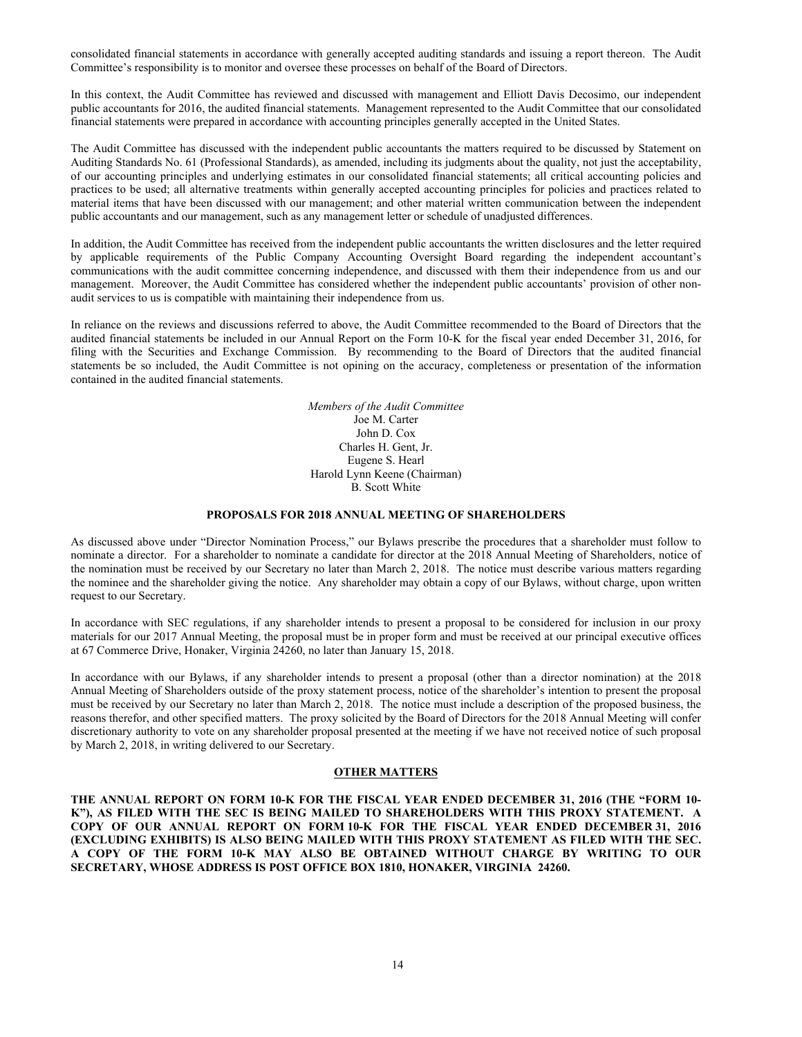consolidated financial statements in accordance with generally accepted auditing standards and issuing a report thereon. The Audit Committee's responsibility is to monitor and oversee these processes on behalf of the Board of Directors.

In this context, the Audit Committee has reviewed and discussed with management and Elliott Davis Decosimo, our independent public accountants for 2016, the audited financial statements. Management represented to the Audit Committee that our consolidated financial statements were prepared in accordance with accounting principles generally accepted in the United States.

The Audit Committee has discussed with the independent public accountants the matters required to be discussed by Statement on Auditing Standards No. 61 (Professional Standards), as amended, including its judgments about the quality, not just the acceptability, of our accounting principles and underlying estimates in our consolidated financial statements; all critical accounting policies and practices to be used; all alternative treatments within generally accepted accounting principles for policies and practices related to material items that have been discussed with our management; and other material written communication between the independent public accountants and our management, such as any management letter or schedule of unadjusted differences.

In addition, the Audit Committee has received from the independent public accountants the written disclosures and the letter required by applicable requirements of the Public Company Accounting Oversight Board regarding the independent accountant's communications with the audit committee concerning independence, and discussed with them their independence from us and our management. Moreover, the Audit Committee has considered whether the independent public accountants' provision of other non-audit services to us is compatible with maintaining their independence from us.

In reliance on the reviews and discussions referred to above, the Audit Committee recommended to the Board of Directors that the audited financial statements be included in our Annual Report on the Form 10-K for the fiscal year ended December 31, 2016, for filing with the Securities and Exchange Commission. By recommending to the Board of Directors that the audited financial statements be so included, the Audit Committee is not opining on the accuracy, completeness or presentation of the information contained in the audited financial statements.

*Members of the Audit Committee*
Joe M. Carter
John D. Cox
Charles H. Gent, Jr.
Eugene S. Hearl
Harold Lynn Keene (Chairman)
B. Scott White

## PROPOSALS FOR 2018 ANNUAL MEETING OF SHAREHOLDERS

As discussed above under "Director Nomination Process," our Bylaws prescribe the procedures that a shareholder must follow to nominate a director. For a shareholder to nominate a candidate for director at the 2018 Annual Meeting of Shareholders, notice of the nomination must be received by our Secretary no later than March 2, 2018. The notice must describe various matters regarding the nominee and the shareholder giving the notice. Any shareholder may obtain a copy of our Bylaws, without charge, upon written request to our Secretary.

In accordance with SEC regulations, if any shareholder intends to present a proposal to be considered for inclusion in our proxy materials for our 2017 Annual Meeting, the proposal must be in proper form and must be received at our principal executive offices at 67 Commerce Drive, Honaker, Virginia 24260, no later than January 15, 2018.

In accordance with our Bylaws, if any shareholder intends to present a proposal (other than a director nomination) at the 2018 Annual Meeting of Shareholders outside of the proxy statement process, notice of the shareholder's intention to present the proposal must be received by our Secretary no later than March 2, 2018. The notice must include a description of the proposed business, the reasons therefor, and other specified matters. The proxy solicited by the Board of Directors for the 2018 Annual Meeting will confer discretionary authority to vote on any shareholder proposal presented at the meeting if we have not received notice of such proposal by March 2, 2018, in writing delivered to our Secretary.

## OTHER MATTERS

**THE ANNUAL REPORT ON FORM 10-K FOR THE FISCAL YEAR ENDED DECEMBER 31, 2016 (THE "FORM 10-K"), AS FILED WITH THE SEC IS BEING MAILED TO SHAREHOLDERS WITH THIS PROXY STATEMENT. A COPY OF OUR ANNUAL REPORT ON FORM 10-K FOR THE FISCAL YEAR ENDED DECEMBER 31, 2016 (EXCLUDING EXHIBITS) IS ALSO BEING MAILED WITH THIS PROXY STATEMENT AS FILED WITH THE SEC. A COPY OF THE FORM 10-K MAY ALSO BE OBTAINED WITHOUT CHARGE BY WRITING TO OUR SECRETARY, WHOSE ADDRESS IS POST OFFICE BOX 1810, HONAKER, VIRGINIA 24260.**